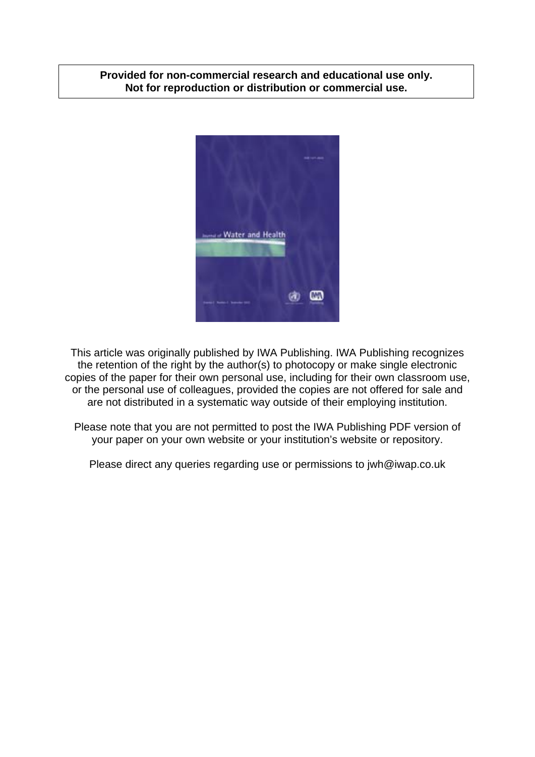**Provided for non-commercial research and educational use only.**
**Not for reproduction or distribution or commercial use.**

This article was originally published by IWA Publishing. IWA Publishing recognizes the retention of the right by the author(s) to photocopy or make single electronic copies of the paper for their own personal use, including for their own classroom use, or the personal use of colleagues, provided the copies are not offered for sale and are not distributed in a systematic way outside of their employing institution.

Please note that you are not permitted to post the IWA Publishing PDF version of your paper on your own website or your institution's website or repository.

Please direct any queries regarding use or permissions to jwh@iwap.co.uk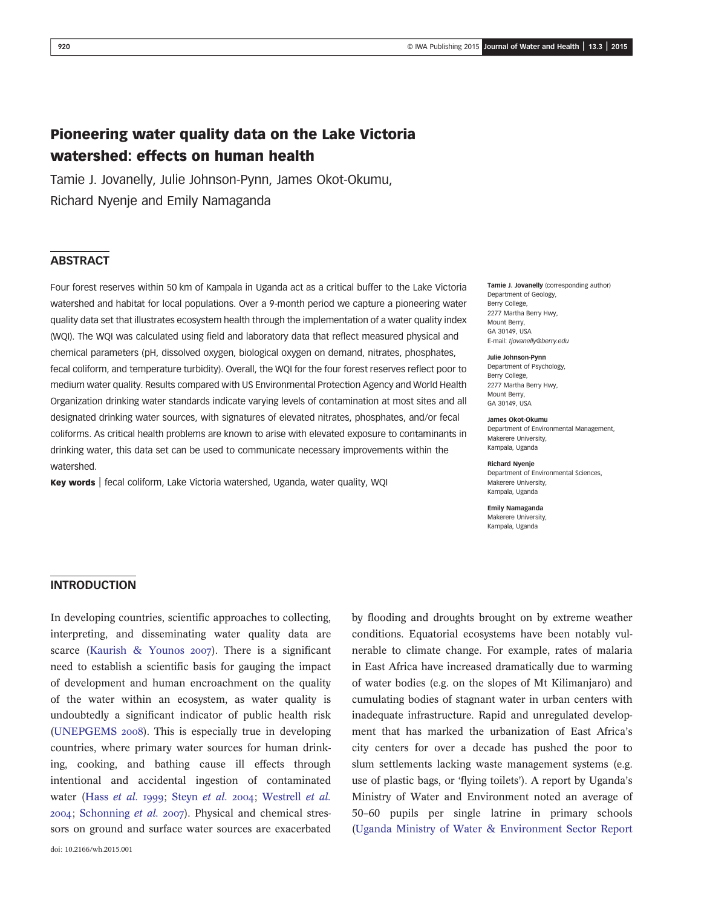# Pioneering water quality data on the Lake Victoria watershed: effects on human health

Tamie J. Jovanelly, Julie Johnson-Pynn, James Okot-Okumu, Richard Nyenje and Emily Namaganda

## ABSTRACT

Four forest reserves within 50 km of Kampala in Uganda act as a critical buffer to the Lake Victoria watershed and habitat for local populations. Over a 9-month period we capture a pioneering water quality data set that illustrates ecosystem health through the implementation of a water quality index (WQI). The WQI was calculated using field and laboratory data that reflect measured physical and chemical parameters (pH, dissolved oxygen, biological oxygen on demand, nitrates, phosphates, fecal coliform, and temperature turbidity). Overall, the WQI for the four forest reserves reflect poor to medium water quality. Results compared with US Environmental Protection Agency and World Health Organization drinking water standards indicate varying levels of contamination at most sites and all designated drinking water sources, with signatures of elevated nitrates, phosphates, and/or fecal coliforms. As critical health problems are known to arise with elevated exposure to contaminants in drinking water, this data set can be used to communicate necessary improvements within the watershed.

**Key words** | fecal coliform, Lake Victoria watershed, Uganda, water quality, WQI

**Tamie J. Jovanelly** (corresponding author)
Department of Geology,
Berry College,
2277 Martha Berry Hwy,
Mount Berry,
GA 30149, USA
E-mail: *tjovanelly@berry.edu*

**Julie Johnson-Pynn**
Department of Psychology,
Berry College,
2277 Martha Berry Hwy,
Mount Berry,
GA 30149, USA

**James Okot-Okumu**
Department of Environmental Management,
Makerere University,
Kampala, Uganda

**Richard Nyenje**
Department of Environmental Sciences,
Makerere University,
Kampala, Uganda

**Emily Namaganda**
Makerere University,
Kampala, Uganda

## INTRODUCTION

In developing countries, scientific approaches to collecting, interpreting, and disseminating water quality data are scarce (Kaurish & Younos 2007). There is a significant need to establish a scientific basis for gauging the impact of development and human encroachment on the quality of the water within an ecosystem, as water quality is undoubtedly a significant indicator of public health risk (UNEPGEMS 2008). This is especially true in developing countries, where primary water sources for human drinking, cooking, and bathing cause ill effects through intentional and accidental ingestion of contaminated water (Hass *et al.* 1999; Steyn *et al.* 2004; Westrell *et al.* 2004; Schonning *et al.* 2007). Physical and chemical stressors on ground and surface water sources are exacerbated by flooding and droughts brought on by extreme weather conditions. Equatorial ecosystems have been notably vulnerable to climate change. For example, rates of malaria in East Africa have increased dramatically due to warming of water bodies (e.g. on the slopes of Mt Kilimanjaro) and cumulating bodies of stagnant water in urban centers with inadequate infrastructure. Rapid and unregulated development that has marked the urbanization of East Africa's city centers for over a decade has pushed the poor to slum settlements lacking waste management systems (e.g. use of plastic bags, or 'flying toilets'). A report by Uganda's Ministry of Water and Environment noted an average of 50–60 pupils per single latrine in primary schools (Uganda Ministry of Water & Environment Sector Report

doi: 10.2166/wh.2015.001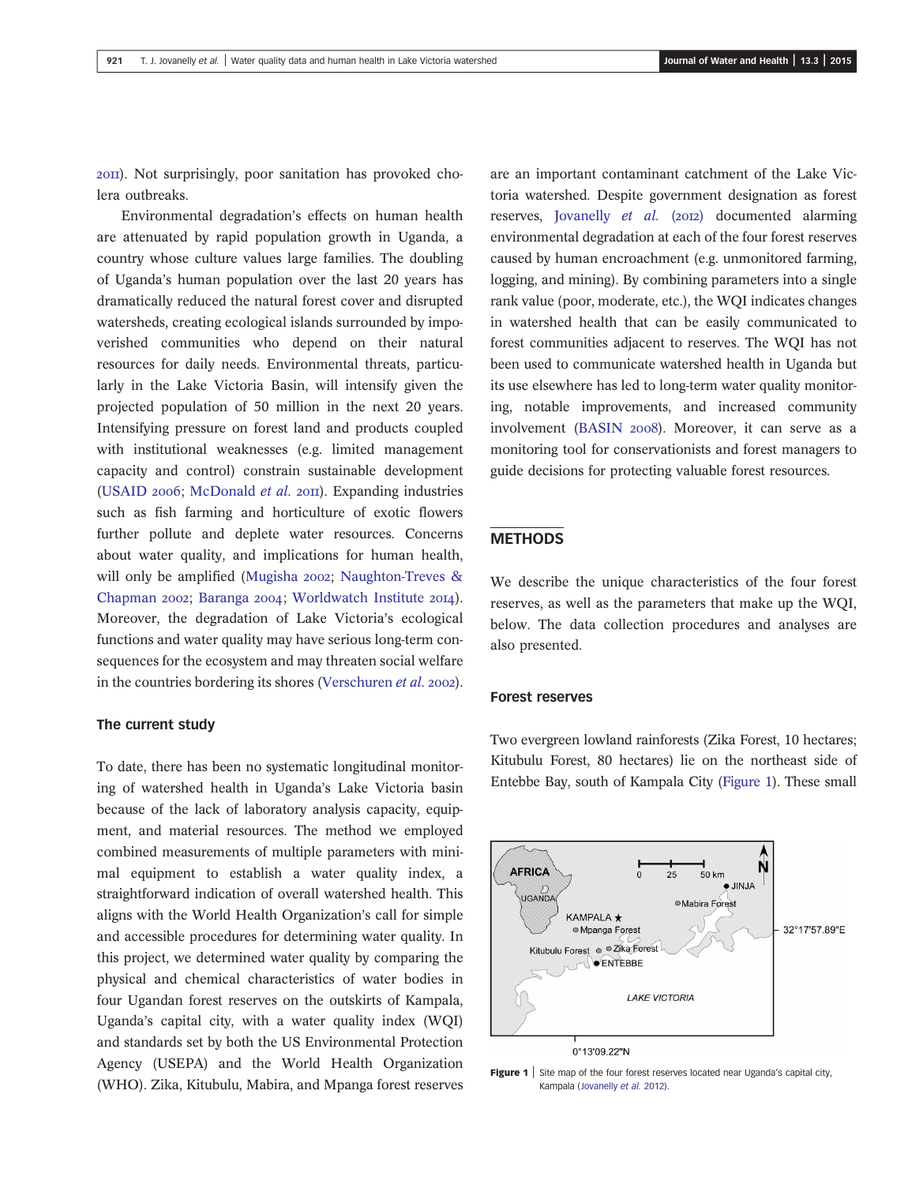2011). Not surprisingly, poor sanitation has provoked cholera outbreaks.

Environmental degradation's effects on human health are attenuated by rapid population growth in Uganda, a country whose culture values large families. The doubling of Uganda's human population over the last 20 years has dramatically reduced the natural forest cover and disrupted watersheds, creating ecological islands surrounded by impoverished communities who depend on their natural resources for daily needs. Environmental threats, particularly in the Lake Victoria Basin, will intensify given the projected population of 50 million in the next 20 years. Intensifying pressure on forest land and products coupled with institutional weaknesses (e.g. limited management capacity and control) constrain sustainable development (USAID 2006; McDonald *et al.* 2011). Expanding industries such as fish farming and horticulture of exotic flowers further pollute and deplete water resources. Concerns about water quality, and implications for human health, will only be amplified (Mugisha 2002; Naughton-Treves & Chapman 2002; Baranga 2004; Worldwatch Institute 2014). Moreover, the degradation of Lake Victoria's ecological functions and water quality may have serious long-term consequences for the ecosystem and may threaten social welfare in the countries bordering its shores (Verschuren *et al.* 2002).

### The current study

To date, there has been no systematic longitudinal monitoring of watershed health in Uganda's Lake Victoria basin because of the lack of laboratory analysis capacity, equipment, and material resources. The method we employed combined measurements of multiple parameters with minimal equipment to establish a water quality index, a straightforward indication of overall watershed health. This aligns with the World Health Organization's call for simple and accessible procedures for determining water quality. In this project, we determined water quality by comparing the physical and chemical characteristics of water bodies in four Ugandan forest reserves on the outskirts of Kampala, Uganda's capital city, with a water quality index (WQI) and standards set by both the US Environmental Protection Agency (USEPA) and the World Health Organization (WHO). Zika, Kitubulu, Mabira, and Mpanga forest reserves are an important contaminant catchment of the Lake Victoria watershed. Despite government designation as forest reserves, Jovanelly *et al.* (2012) documented alarming environmental degradation at each of the four forest reserves caused by human encroachment (e.g. unmonitored farming, logging, and mining). By combining parameters into a single rank value (poor, moderate, etc.), the WQI indicates changes in watershed health that can be easily communicated to forest communities adjacent to reserves. The WQI has not been used to communicate watershed health in Uganda but its use elsewhere has led to long-term water quality monitoring, notable improvements, and increased community involvement (BASIN 2008). Moreover, it can serve as a monitoring tool for conservationists and forest managers to guide decisions for protecting valuable forest resources.

## METHODS

We describe the unique characteristics of the four forest reserves, as well as the parameters that make up the WQI, below. The data collection procedures and analyses are also presented.

### Forest reserves

Two evergreen lowland rainforests (Zika Forest, 10 hectares; Kitubulu Forest, 80 hectares) lie on the northeast side of Entebbe Bay, south of Kampala City (Figure 1). These small

**Figure 1** | Site map of the four forest reserves located near Uganda's capital city, Kampala (Jovanelly *et al.* 2012).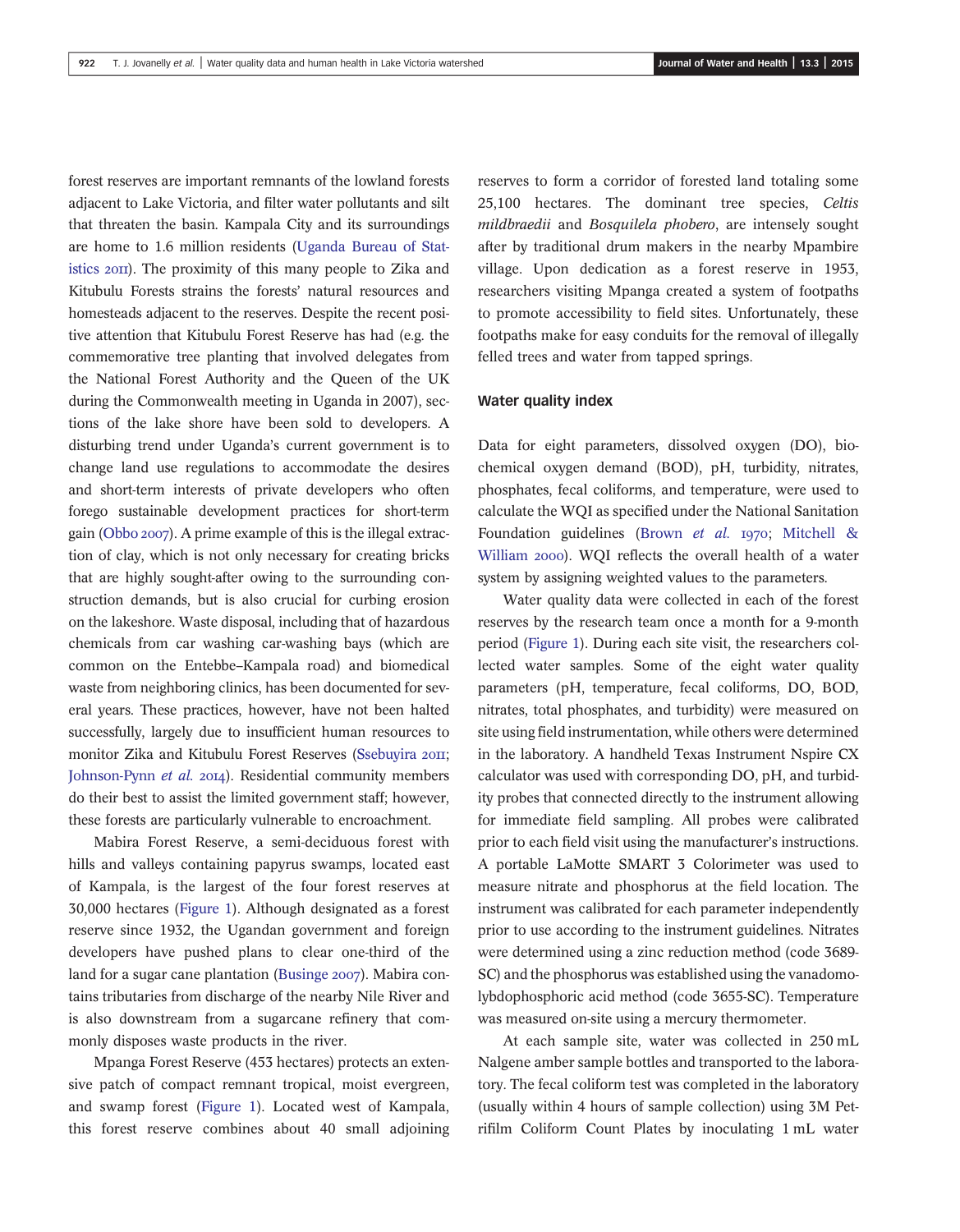forest reserves are important remnants of the lowland forests adjacent to Lake Victoria, and filter water pollutants and silt that threaten the basin. Kampala City and its surroundings are home to 1.6 million residents (Uganda Bureau of Statistics 2011). The proximity of this many people to Zika and Kitubulu Forests strains the forests' natural resources and homesteads adjacent to the reserves. Despite the recent positive attention that Kitubulu Forest Reserve has had (e.g. the commemorative tree planting that involved delegates from the National Forest Authority and the Queen of the UK during the Commonwealth meeting in Uganda in 2007), sections of the lake shore have been sold to developers. A disturbing trend under Uganda's current government is to change land use regulations to accommodate the desires and short-term interests of private developers who often forego sustainable development practices for short-term gain (Obbo 2007). A prime example of this is the illegal extraction of clay, which is not only necessary for creating bricks that are highly sought-after owing to the surrounding construction demands, but is also crucial for curbing erosion on the lakeshore. Waste disposal, including that of hazardous chemicals from car washing car-washing bays (which are common on the Entebbe–Kampala road) and biomedical waste from neighboring clinics, has been documented for several years. These practices, however, have not been halted successfully, largely due to insufficient human resources to monitor Zika and Kitubulu Forest Reserves (Ssebuyira 2011; Johnson-Pynn *et al.* 2014). Residential community members do their best to assist the limited government staff; however, these forests are particularly vulnerable to encroachment.

Mabira Forest Reserve, a semi-deciduous forest with hills and valleys containing papyrus swamps, located east of Kampala, is the largest of the four forest reserves at 30,000 hectares (Figure 1). Although designated as a forest reserve since 1932, the Ugandan government and foreign developers have pushed plans to clear one-third of the land for a sugar cane plantation (Businge 2007). Mabira contains tributaries from discharge of the nearby Nile River and is also downstream from a sugarcane refinery that commonly disposes waste products in the river.

Mpanga Forest Reserve (453 hectares) protects an extensive patch of compact remnant tropical, moist evergreen, and swamp forest (Figure 1). Located west of Kampala, this forest reserve combines about 40 small adjoining reserves to form a corridor of forested land totaling some 25,100 hectares. The dominant tree species, *Celtis mildbraedii* and *Bosquilela phobero*, are intensely sought after by traditional drum makers in the nearby Mpambire village. Upon dedication as a forest reserve in 1953, researchers visiting Mpanga created a system of footpaths to promote accessibility to field sites. Unfortunately, these footpaths make for easy conduits for the removal of illegally felled trees and water from tapped springs.

### Water quality index

Data for eight parameters, dissolved oxygen (DO), biochemical oxygen demand (BOD), pH, turbidity, nitrates, phosphates, fecal coliforms, and temperature, were used to calculate the WQI as specified under the National Sanitation Foundation guidelines (Brown *et al.* 1970; Mitchell & William 2000). WQI reflects the overall health of a water system by assigning weighted values to the parameters.

Water quality data were collected in each of the forest reserves by the research team once a month for a 9-month period (Figure 1). During each site visit, the researchers collected water samples. Some of the eight water quality parameters (pH, temperature, fecal coliforms, DO, BOD, nitrates, total phosphates, and turbidity) were measured on site using field instrumentation, while others were determined in the laboratory. A handheld Texas Instrument Nspire CX calculator was used with corresponding DO, pH, and turbidity probes that connected directly to the instrument allowing for immediate field sampling. All probes were calibrated prior to each field visit using the manufacturer's instructions. A portable LaMotte SMART 3 Colorimeter was used to measure nitrate and phosphorus at the field location. The instrument was calibrated for each parameter independently prior to use according to the instrument guidelines. Nitrates were determined using a zinc reduction method (code 3689-SC) and the phosphorus was established using the vanadomolybdophosphoric acid method (code 3655-SC). Temperature was measured on-site using a mercury thermometer.

At each sample site, water was collected in 250 mL Nalgene amber sample bottles and transported to the laboratory. The fecal coliform test was completed in the laboratory (usually within 4 hours of sample collection) using 3M Petrifilm Coliform Count Plates by inoculating 1 mL water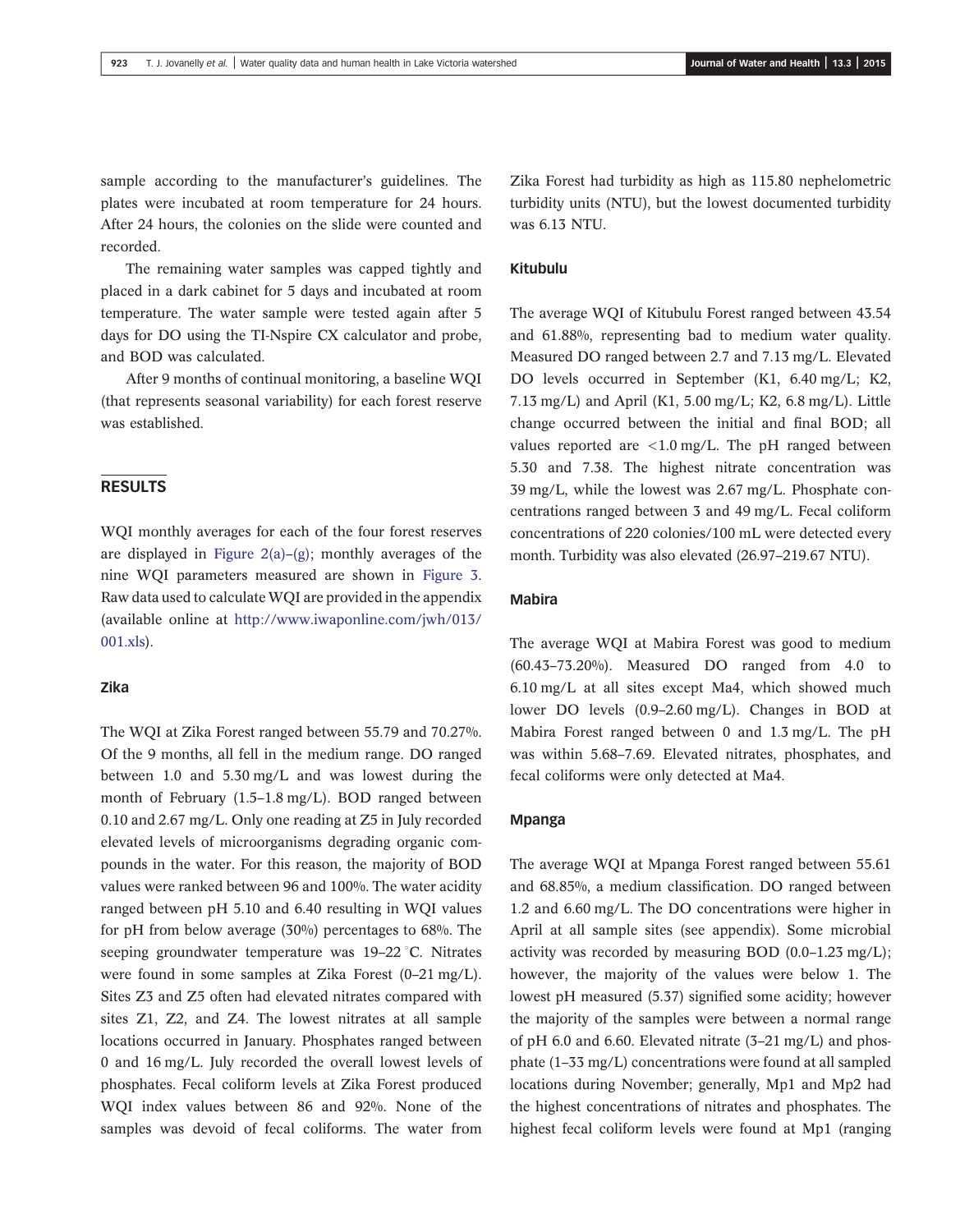sample according to the manufacturer's guidelines. The plates were incubated at room temperature for 24 hours. After 24 hours, the colonies on the slide were counted and recorded.

The remaining water samples was capped tightly and placed in a dark cabinet for 5 days and incubated at room temperature. The water sample were tested again after 5 days for DO using the TI-Nspire CX calculator and probe, and BOD was calculated.

After 9 months of continual monitoring, a baseline WQI (that represents seasonal variability) for each forest reserve was established.

## RESULTS

WQI monthly averages for each of the four forest reserves are displayed in Figure 2(a)–(g); monthly averages of the nine WQI parameters measured are shown in Figure 3. Raw data used to calculate WQI are provided in the appendix (available online at http://www.iwaponline.com/jwh/013/001.xls).

### Zika

The WQI at Zika Forest ranged between 55.79 and 70.27%. Of the 9 months, all fell in the medium range. DO ranged between 1.0 and 5.30 mg/L and was lowest during the month of February (1.5–1.8 mg/L). BOD ranged between 0.10 and 2.67 mg/L. Only one reading at Z5 in July recorded elevated levels of microorganisms degrading organic compounds in the water. For this reason, the majority of BOD values were ranked between 96 and 100%. The water acidity ranged between pH 5.10 and 6.40 resulting in WQI values for pH from below average (30%) percentages to 68%. The seeping groundwater temperature was 19–22 °C. Nitrates were found in some samples at Zika Forest (0–21 mg/L). Sites Z3 and Z5 often had elevated nitrates compared with sites Z1, Z2, and Z4. The lowest nitrates at all sample locations occurred in January. Phosphates ranged between 0 and 16 mg/L. July recorded the overall lowest levels of phosphates. Fecal coliform levels at Zika Forest produced WQI index values between 86 and 92%. None of the samples was devoid of fecal coliforms. The water from Zika Forest had turbidity as high as 115.80 nephelometric turbidity units (NTU), but the lowest documented turbidity was 6.13 NTU.

### Kitubulu

The average WQI of Kitubulu Forest ranged between 43.54 and 61.88%, representing bad to medium water quality. Measured DO ranged between 2.7 and 7.13 mg/L. Elevated DO levels occurred in September (K1, 6.40 mg/L; K2, 7.13 mg/L) and April (K1, 5.00 mg/L; K2, 6.8 mg/L). Little change occurred between the initial and final BOD; all values reported are <1.0 mg/L. The pH ranged between 5.30 and 7.38. The highest nitrate concentration was 39 mg/L, while the lowest was 2.67 mg/L. Phosphate concentrations ranged between 3 and 49 mg/L. Fecal coliform concentrations of 220 colonies/100 mL were detected every month. Turbidity was also elevated (26.97–219.67 NTU).

### Mabira

The average WQI at Mabira Forest was good to medium (60.43–73.20%). Measured DO ranged from 4.0 to 6.10 mg/L at all sites except Ma4, which showed much lower DO levels (0.9–2.60 mg/L). Changes in BOD at Mabira Forest ranged between 0 and 1.3 mg/L. The pH was within 5.68–7.69. Elevated nitrates, phosphates, and fecal coliforms were only detected at Ma4.

### Mpanga

The average WQI at Mpanga Forest ranged between 55.61 and 68.85%, a medium classification. DO ranged between 1.2 and 6.60 mg/L. The DO concentrations were higher in April at all sample sites (see appendix). Some microbial activity was recorded by measuring BOD (0.0–1.23 mg/L); however, the majority of the values were below 1. The lowest pH measured (5.37) signified some acidity; however the majority of the samples were between a normal range of pH 6.0 and 6.60. Elevated nitrate (3–21 mg/L) and phosphate (1–33 mg/L) concentrations were found at all sampled locations during November; generally, Mp1 and Mp2 had the highest concentrations of nitrates and phosphates. The highest fecal coliform levels were found at Mp1 (ranging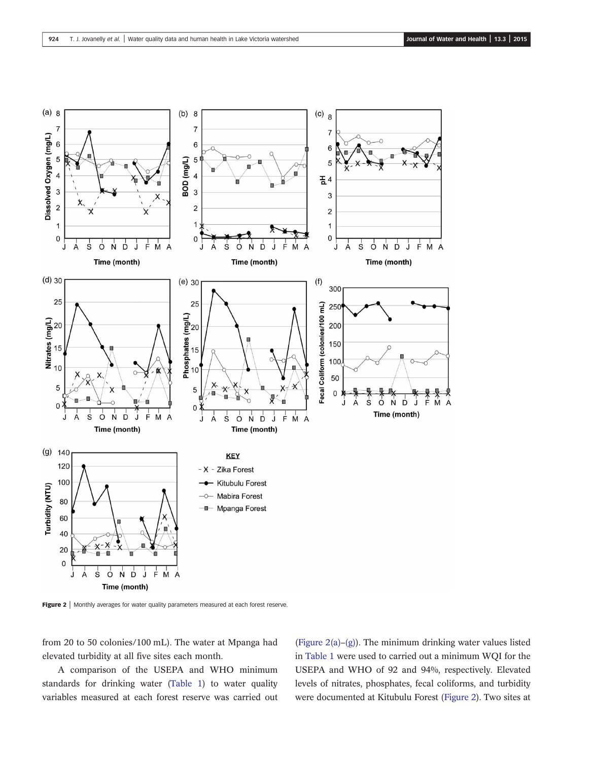(a) 8 7 6 5 4 3 2 1 0
Dissolved Oxygen (mg/L)
J A S O N D J F M A
Time (month)

(b) 8 7 6 5 4 3 2 1 0
BOD (mg/L)
J A S O N D J F M A
Time (month)

(c) 8 7 6 5 4 3 2 1 0
pH
J A S O N D J F M A
Time (month)

(d) 30 25 20 15 10 5 0
Nitrates (mg/L)
J A S O N D J F M A
Time (month)

(e) 30 25 20 15 10 5 0
Phosphates (mg/L)
J A S O N D J F M A
Time (month)

(f) 300 250 200 150 100 50 0
Fecal Coliform (colonies/100 mL)
J A S O N D J F M A
Time (month)

(g) 140 120 100 80 60 40 20 0
Turbidity (NTU)
J A S O N D J F M A
Time (month)

KEY
Zika Forest
Kitubulu Forest
Mabira Forest
Mpanga Forest

**Figure 2** | Monthly averages for water quality parameters measured at each forest reserve.

from 20 to 50 colonies/100 mL). The water at Mpanga had elevated turbidity at all five sites each month.

A comparison of the USEPA and WHO minimum standards for drinking water (Table 1) to water quality variables measured at each forest reserve was carried out (Figure 2(a)–(g)). The minimum drinking water values listed in Table 1 were used to carried out a minimum WQI for the USEPA and WHO of 92 and 94%, respectively. Elevated levels of nitrates, phosphates, fecal coliforms, and turbidity were documented at Kitubulu Forest (Figure 2). Two sites at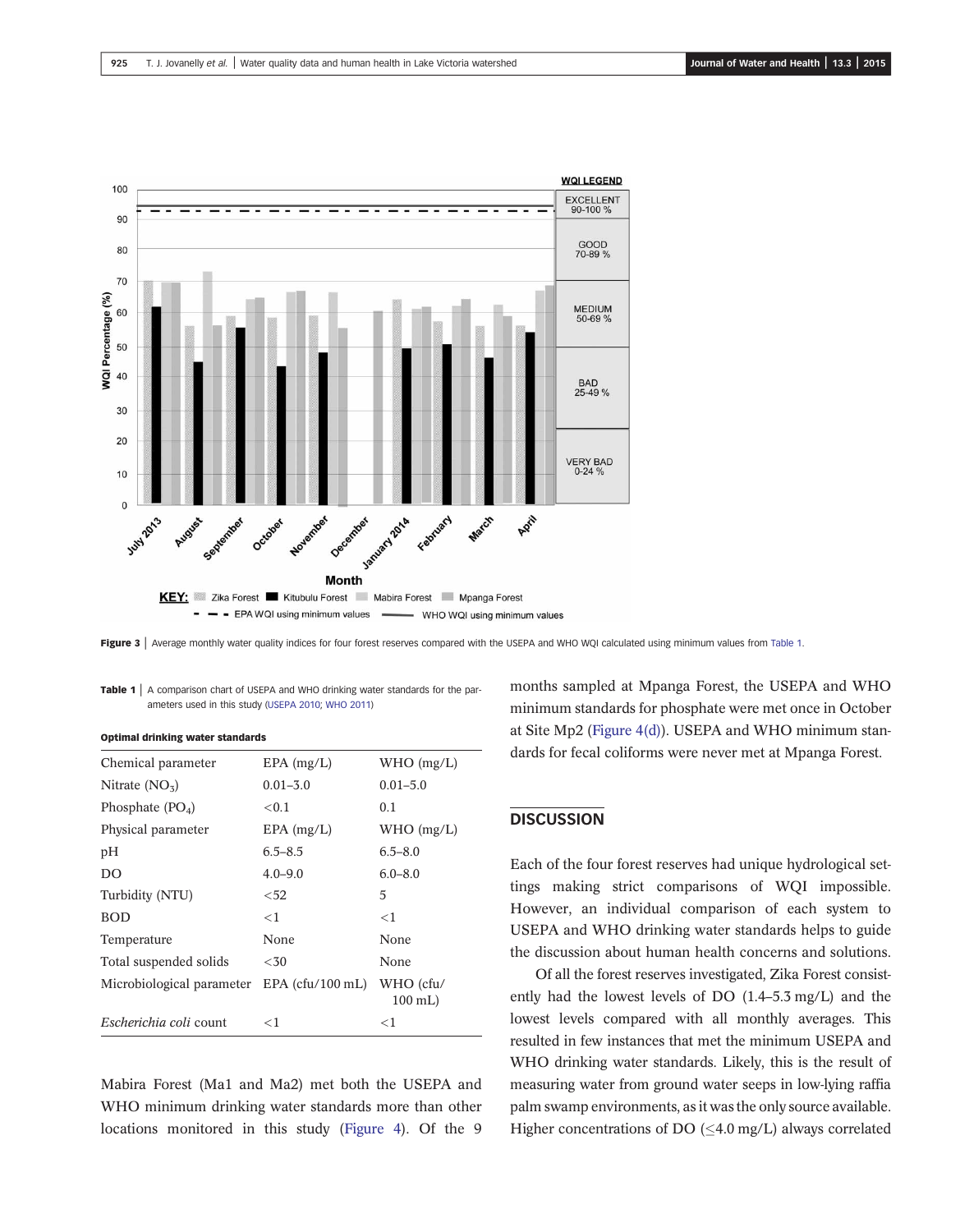WQI LEGEND

EXCELLENT 90-100 %

GOOD 70-89 %

MEDIUM 50-69 %

BAD 25-49 %

VERY BAD 0-24 %

100
90
80
70
60
50
40
30
20
10
0

WQI Percentage (%)

July 2013
August
September
October
November
December
January 2014
February
March
April

Month

KEY: Zika Forest Kitubulu Forest Mabira Forest Mpanga Forest

EPA WQI using minimum values WHO WQI using minimum values

**Figure 3** | Average monthly water quality indices for four forest reserves compared with the USEPA and WHO WQI calculated using minimum values from Table 1.

**Table 1** | A comparison chart of USEPA and WHO drinking water standards for the parameters used in this study (USEPA 2010; WHO 2011)

**Optimal drinking water standards**

| Chemical parameter | EPA (mg/L) | WHO (mg/L) |
|---|---|---|
| Nitrate ($NO_3$) | 0.01–3.0 | 0.01–5.0 |
| Phosphate ($PO_4$) | <0.1 | 0.1 |
| Physical parameter | EPA (mg/L) | WHO (mg/L) |
| pH | 6.5–8.5 | 6.5–8.0 |
| DO | 4.0–9.0 | 6.0–8.0 |
| Turbidity (NTU) | <52 | 5 |
| BOD | <1 | <1 |
| Temperature | None | None |
| Total suspended solids | <30 | None |
| Microbiological parameter | EPA (cfu/100 mL) | WHO (cfu/ 100 mL) |
| *Escherichia coli* count | <1 | <1 |

Mabira Forest (Ma1 and Ma2) met both the USEPA and WHO minimum drinking water standards more than other locations monitored in this study (Figure 4). Of the 9 months sampled at Mpanga Forest, the USEPA and WHO minimum standards for phosphate were met once in October at Site Mp2 (Figure 4(d)). USEPA and WHO minimum standards for fecal coliforms were never met at Mpanga Forest.

## DISCUSSION

Each of the four forest reserves had unique hydrological settings making strict comparisons of WQI impossible. However, an individual comparison of each system to USEPA and WHO drinking water standards helps to guide the discussion about human health concerns and solutions.

Of all the forest reserves investigated, Zika Forest consistently had the lowest levels of DO (1.4–5.3 mg/L) and the lowest levels compared with all monthly averages. This resulted in few instances that met the minimum USEPA and WHO drinking water standards. Likely, this is the result of measuring water from ground water seeps in low-lying raffia palm swamp environments, as it was the only source available. Higher concentrations of DO ($\leq$4.0 mg/L) always correlated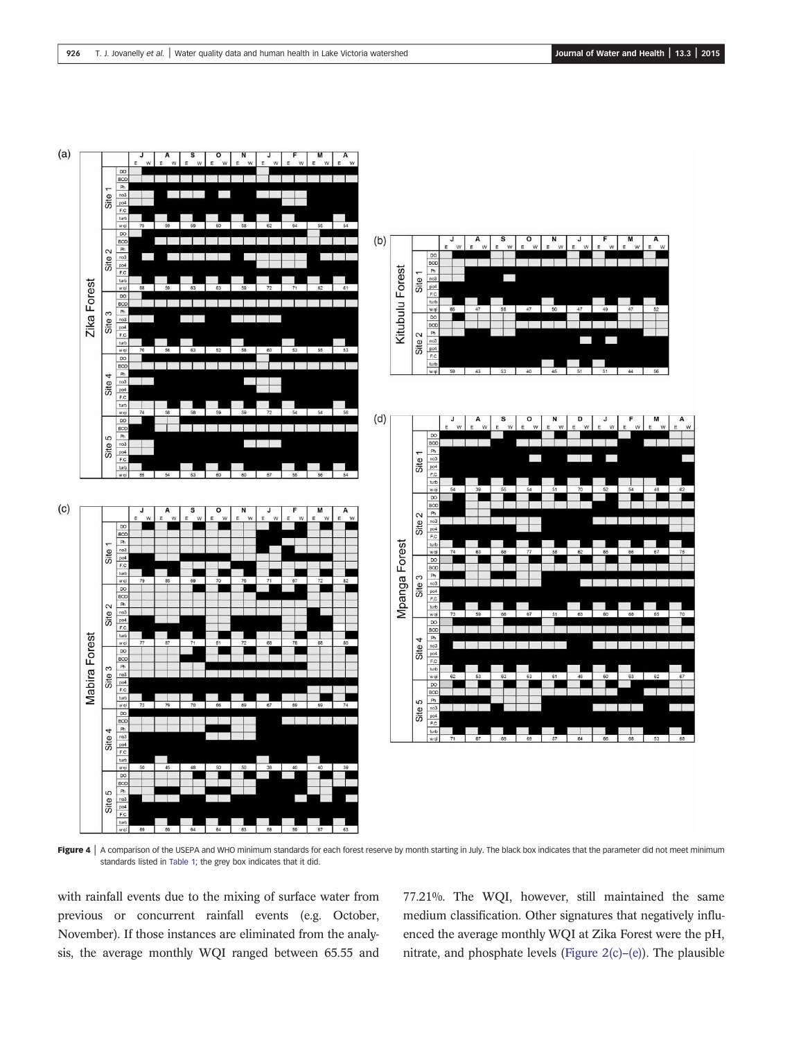(a)

Zika Forest

J A S O N J F M A

E W E W E W E W E W E W E W E W E W

DO BOD Ph no3 po4 F.C turb w qi

Site 1 — w qi: 76 59 59 60 58 62 64 55 54

Site 2 — w qi: 68 59 63 63 59 72 71 62 61

Site 3 — w qi: 70 56 63 62 58 60 53 55 53

Site 4 — w qi: 74 58 58 59 59 72 54 54 58

Site 5 — w qi: 65 54 53 60 60 57 55 56 54

(b)

Kitubulu Forest

J A S O N J F M A

E W E W E W E W E W E W E W E W E W

DO BOD Ph no3 po4 F.C turb w qi

Site 1 — w qi: 65 47 58 47 50 47 49 47 52

Site 2 — w qi: 59 43 53 40 45 51 51 44 56

(c)

Mabira Forest

J A S O N J F M A

E W E W E W E W E W E W E W E W E W

DO BOD Ph no3 po4 F.C turb w qi

Site 1 — w qi: 79 86 69 70 76 71 67 72 82

Site 2 — w qi: 77 87 71 81 72 68 78 68 80

Site 3 — w qi: 73 79 70 66 69 67 69 69 74

Site 4 — w qi: 50 45 48 50 50 38 40 40 39

Site 5 — w qi: 69 69 64 64 63 58 59 67 63

(d)

Mpanga Forest

J A S O N D J F M A

E W E W E W E W E W E W E W E W E W E W

DO BOD Ph no3 po4 F.C turb w qi

Site 1 — w qi: 54 39 55 54 51 70 52 54 48 62

Site 2 — w qi: 74 63 68 77 58 62 65 66 67 75

Site 3 — w qi: 73 59 66 67 51 63 60 68 65 70

Site 4 — w qi: 62 53 63 63 61 46 60 63 62 67

Site 5 — w qi: 71 67 69 69 57 64 66 68 53 68

**Figure 4** | A comparison of the USEPA and WHO minimum standards for each forest reserve by month starting in July. The black box indicates that the parameter did not meet minimum standards listed in Table 1; the grey box indicates that it did.

with rainfall events due to the mixing of surface water from previous or concurrent rainfall events (e.g. October, November). If those instances are eliminated from the analysis, the average monthly WQI ranged between 65.55 and 77.21%. The WQI, however, still maintained the same medium classification. Other signatures that negatively influenced the average monthly WQI at Zika Forest were the pH, nitrate, and phosphate levels (Figure 2(c)–(e)). The plausible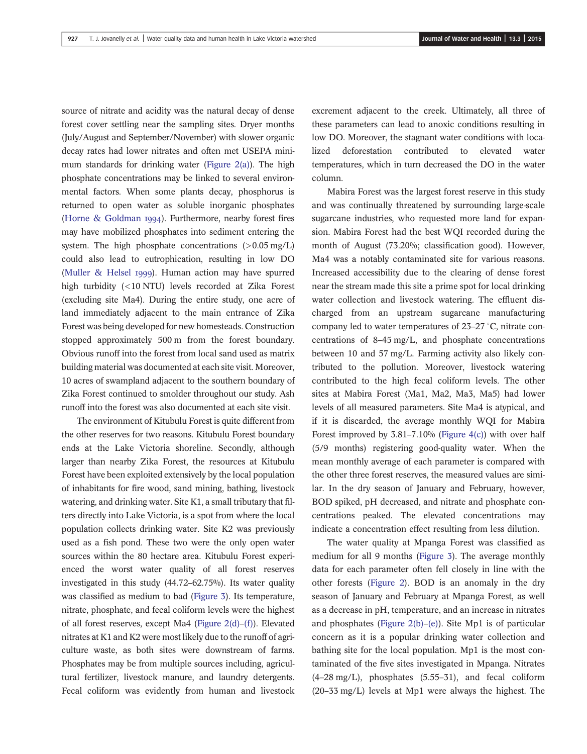source of nitrate and acidity was the natural decay of dense forest cover settling near the sampling sites. Dryer months (July/August and September/November) with slower organic decay rates had lower nitrates and often met USEPA minimum standards for drinking water (Figure 2(a)). The high phosphate concentrations may be linked to several environmental factors. When some plants decay, phosphorus is returned to open water as soluble inorganic phosphates (Horne & Goldman 1994). Furthermore, nearby forest fires may have mobilized phosphates into sediment entering the system. The high phosphate concentrations (>0.05 mg/L) could also lead to eutrophication, resulting in low DO (Muller & Helsel 1999). Human action may have spurred high turbidity (<10 NTU) levels recorded at Zika Forest (excluding site Ma4). During the entire study, one acre of land immediately adjacent to the main entrance of Zika Forest was being developed for new homesteads. Construction stopped approximately 500 m from the forest boundary. Obvious runoff into the forest from local sand used as matrix building material was documented at each site visit. Moreover, 10 acres of swampland adjacent to the southern boundary of Zika Forest continued to smolder throughout our study. Ash runoff into the forest was also documented at each site visit.

The environment of Kitubulu Forest is quite different from the other reserves for two reasons. Kitubulu Forest boundary ends at the Lake Victoria shoreline. Secondly, although larger than nearby Zika Forest, the resources at Kitubulu Forest have been exploited extensively by the local population of inhabitants for fire wood, sand mining, bathing, livestock watering, and drinking water. Site K1, a small tributary that filters directly into Lake Victoria, is a spot from where the local population collects drinking water. Site K2 was previously used as a fish pond. These two were the only open water sources within the 80 hectare area. Kitubulu Forest experienced the worst water quality of all forest reserves investigated in this study (44.72–62.75%). Its water quality was classified as medium to bad (Figure 3). Its temperature, nitrate, phosphate, and fecal coliform levels were the highest of all forest reserves, except Ma4 (Figure 2(d)–(f)). Elevated nitrates at K1 and K2 were most likely due to the runoff of agriculture waste, as both sites were downstream of farms. Phosphates may be from multiple sources including, agricultural fertilizer, livestock manure, and laundry detergents. Fecal coliform was evidently from human and livestock excrement adjacent to the creek. Ultimately, all three of these parameters can lead to anoxic conditions resulting in low DO. Moreover, the stagnant water conditions with localized deforestation contributed to elevated water temperatures, which in turn decreased the DO in the water column.

Mabira Forest was the largest forest reserve in this study and was continually threatened by surrounding large-scale sugarcane industries, who requested more land for expansion. Mabira Forest had the best WQI recorded during the month of August (73.20%; classification good). However, Ma4 was a notably contaminated site for various reasons. Increased accessibility due to the clearing of dense forest near the stream made this site a prime spot for local drinking water collection and livestock watering. The effluent discharged from an upstream sugarcane manufacturing company led to water temperatures of 23–27 °C, nitrate concentrations of 8–45 mg/L, and phosphate concentrations between 10 and 57 mg/L. Farming activity also likely contributed to the pollution. Moreover, livestock watering contributed to the high fecal coliform levels. The other sites at Mabira Forest (Ma1, Ma2, Ma3, Ma5) had lower levels of all measured parameters. Site Ma4 is atypical, and if it is discarded, the average monthly WQI for Mabira Forest improved by 3.81–7.10% (Figure 4(c)) with over half (5/9 months) registering good-quality water. When the mean monthly average of each parameter is compared with the other three forest reserves, the measured values are similar. In the dry season of January and February, however, BOD spiked, pH decreased, and nitrate and phosphate concentrations peaked. The elevated concentrations may indicate a concentration effect resulting from less dilution.

The water quality at Mpanga Forest was classified as medium for all 9 months (Figure 3). The average monthly data for each parameter often fell closely in line with the other forests (Figure 2). BOD is an anomaly in the dry season of January and February at Mpanga Forest, as well as a decrease in pH, temperature, and an increase in nitrates and phosphates (Figure 2(b)–(e)). Site Mp1 is of particular concern as it is a popular drinking water collection and bathing site for the local population. Mp1 is the most contaminated of the five sites investigated in Mpanga. Nitrates (4–28 mg/L), phosphates (5.55–31), and fecal coliform (20–33 mg/L) levels at Mp1 were always the highest. The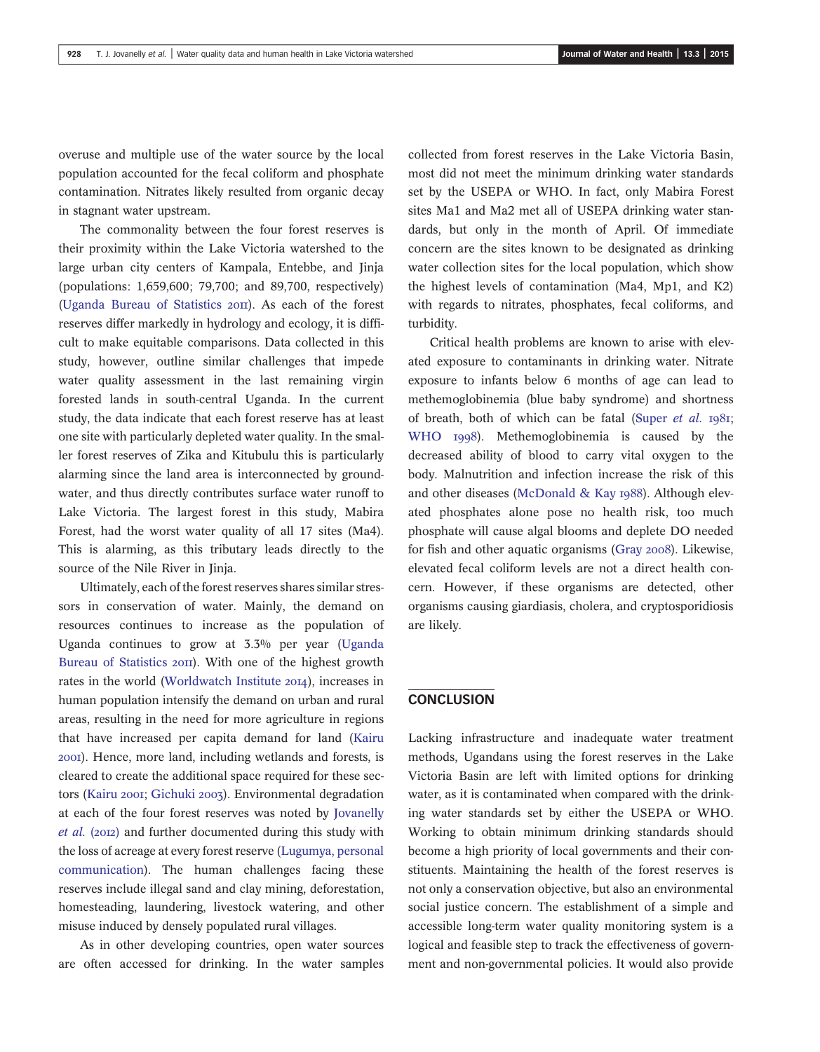overuse and multiple use of the water source by the local population accounted for the fecal coliform and phosphate contamination. Nitrates likely resulted from organic decay in stagnant water upstream.

The commonality between the four forest reserves is their proximity within the Lake Victoria watershed to the large urban city centers of Kampala, Entebbe, and Jinja (populations: 1,659,600; 79,700; and 89,700, respectively) (Uganda Bureau of Statistics 2011). As each of the forest reserves differ markedly in hydrology and ecology, it is difficult to make equitable comparisons. Data collected in this study, however, outline similar challenges that impede water quality assessment in the last remaining virgin forested lands in south-central Uganda. In the current study, the data indicate that each forest reserve has at least one site with particularly depleted water quality. In the smaller forest reserves of Zika and Kitubulu this is particularly alarming since the land area is interconnected by groundwater, and thus directly contributes surface water runoff to Lake Victoria. The largest forest in this study, Mabira Forest, had the worst water quality of all 17 sites (Ma4). This is alarming, as this tributary leads directly to the source of the Nile River in Jinja.

Ultimately, each of the forest reserves shares similar stressors in conservation of water. Mainly, the demand on resources continues to increase as the population of Uganda continues to grow at 3.3% per year (Uganda Bureau of Statistics 2011). With one of the highest growth rates in the world (Worldwatch Institute 2014), increases in human population intensify the demand on urban and rural areas, resulting in the need for more agriculture in regions that have increased per capita demand for land (Kairu 2001). Hence, more land, including wetlands and forests, is cleared to create the additional space required for these sectors (Kairu 2001; Gichuki 2003). Environmental degradation at each of the four forest reserves was noted by Jovanelly *et al.* (2012) and further documented during this study with the loss of acreage at every forest reserve (Lugumya, personal communication). The human challenges facing these reserves include illegal sand and clay mining, deforestation, homesteading, laundering, livestock watering, and other misuse induced by densely populated rural villages.

As in other developing countries, open water sources are often accessed for drinking. In the water samples collected from forest reserves in the Lake Victoria Basin, most did not meet the minimum drinking water standards set by the USEPA or WHO. In fact, only Mabira Forest sites Ma1 and Ma2 met all of USEPA drinking water standards, but only in the month of April. Of immediate concern are the sites known to be designated as drinking water collection sites for the local population, which show the highest levels of contamination (Ma4, Mp1, and K2) with regards to nitrates, phosphates, fecal coliforms, and turbidity.

Critical health problems are known to arise with elevated exposure to contaminants in drinking water. Nitrate exposure to infants below 6 months of age can lead to methemoglobinemia (blue baby syndrome) and shortness of breath, both of which can be fatal (Super *et al.* 1981; WHO 1998). Methemoglobinemia is caused by the decreased ability of blood to carry vital oxygen to the body. Malnutrition and infection increase the risk of this and other diseases (McDonald & Kay 1988). Although elevated phosphates alone pose no health risk, too much phosphate will cause algal blooms and deplete DO needed for fish and other aquatic organisms (Gray 2008). Likewise, elevated fecal coliform levels are not a direct health concern. However, if these organisms are detected, other organisms causing giardiasis, cholera, and cryptosporidiosis are likely.

## CONCLUSION

Lacking infrastructure and inadequate water treatment methods, Ugandans using the forest reserves in the Lake Victoria Basin are left with limited options for drinking water, as it is contaminated when compared with the drinking water standards set by either the USEPA or WHO. Working to obtain minimum drinking standards should become a high priority of local governments and their constituents. Maintaining the health of the forest reserves is not only a conservation objective, but also an environmental social justice concern. The establishment of a simple and accessible long-term water quality monitoring system is a logical and feasible step to track the effectiveness of government and non-governmental policies. It would also provide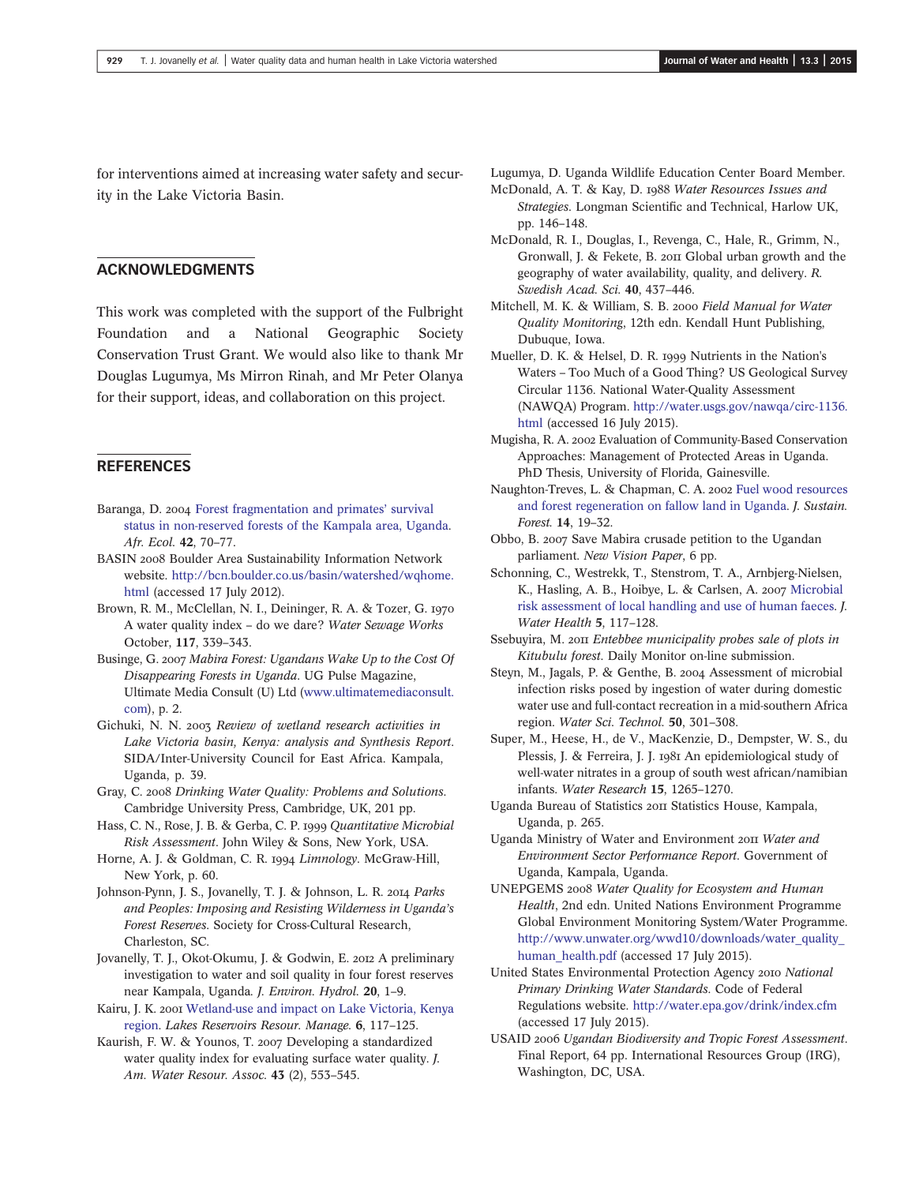for interventions aimed at increasing water safety and security in the Lake Victoria Basin.

## ACKNOWLEDGMENTS

This work was completed with the support of the Fulbright Foundation and a National Geographic Society Conservation Trust Grant. We would also like to thank Mr Douglas Lugumya, Ms Mirron Rinah, and Mr Peter Olanya for their support, ideas, and collaboration on this project.

## REFERENCES

Baranga, D. 2004 Forest fragmentation and primates' survival status in non-reserved forests of the Kampala area, Uganda. *Afr. Ecol.* **42**, 70–77.

BASIN 2008 Boulder Area Sustainability Information Network website. http://bcn.boulder.co.us/basin/watershed/wqhome.html (accessed 17 July 2012).

Brown, R. M., McClellan, N. I., Deininger, R. A. & Tozer, G. 1970 A water quality index – do we dare? *Water Sewage Works* October, **117**, 339–343.

Businge, G. 2007 *Mabira Forest: Ugandans Wake Up to the Cost Of Disappearing Forests in Uganda*. UG Pulse Magazine, Ultimate Media Consult (U) Ltd (www.ultimatemediaconsult.com), p. 2.

Gichuki, N. N. 2003 *Review of wetland research activities in Lake Victoria basin, Kenya: analysis and Synthesis Report*. SIDA/Inter-University Council for East Africa. Kampala, Uganda, p. 39.

Gray, C. 2008 *Drinking Water Quality: Problems and Solutions*. Cambridge University Press, Cambridge, UK, 201 pp.

Hass, C. N., Rose, J. B. & Gerba, C. P. 1999 *Quantitative Microbial Risk Assessment*. John Wiley & Sons, New York, USA.

Horne, A. J. & Goldman, C. R. 1994 *Limnology*. McGraw-Hill, New York, p. 60.

Johnson-Pynn, J. S., Jovanelly, T. J. & Johnson, L. R. 2014 *Parks and Peoples: Imposing and Resisting Wilderness in Uganda's Forest Reserves*. Society for Cross-Cultural Research, Charleston, SC.

Jovanelly, T. J., Okot-Okumu, J. & Godwin, E. 2012 A preliminary investigation to water and soil quality in four forest reserves near Kampala, Uganda. *J. Environ. Hydrol.* **20**, 1–9.

Kairu, J. K. 2001 Wetland-use and impact on Lake Victoria, Kenya region. *Lakes Reservoirs Resour. Manage.* **6**, 117–125.

Kaurish, F. W. & Younos, T. 2007 Developing a standardized water quality index for evaluating surface water quality. *J. Am. Water Resour. Assoc.* **43** (2), 553–545.

Lugumya, D. Uganda Wildlife Education Center Board Member.

McDonald, A. T. & Kay, D. 1988 *Water Resources Issues and Strategies*. Longman Scientific and Technical, Harlow UK, pp. 146–148.

McDonald, R. I., Douglas, I., Revenga, C., Hale, R., Grimm, N., Gronwall, J. & Fekete, B. 2011 Global urban growth and the geography of water availability, quality, and delivery. *R. Swedish Acad. Sci.* **40**, 437–446.

Mitchell, M. K. & William, S. B. 2000 *Field Manual for Water Quality Monitoring*, 12th edn. Kendall Hunt Publishing, Dubuque, Iowa.

Mueller, D. K. & Helsel, D. R. 1999 Nutrients in the Nation's Waters – Too Much of a Good Thing? US Geological Survey Circular 1136. National Water-Quality Assessment (NAWQA) Program. http://water.usgs.gov/nawqa/circ-1136.html (accessed 16 July 2015).

Mugisha, R. A. 2002 Evaluation of Community-Based Conservation Approaches: Management of Protected Areas in Uganda. PhD Thesis, University of Florida, Gainesville.

Naughton-Treves, L. & Chapman, C. A. 2002 Fuel wood resources and forest regeneration on fallow land in Uganda. *J. Sustain. Forest.* **14**, 19–32.

Obbo, B. 2007 Save Mabira crusade petition to the Ugandan parliament. *New Vision Paper*, 6 pp.

Schonning, C., Westrekk, T., Stenstrom, T. A., Arnbjerg-Nielsen, K., Hasling, A. B., Hoibye, L. & Carlsen, A. 2007 Microbial risk assessment of local handling and use of human faeces. *J. Water Health* **5**, 117–128.

Ssebuyira, M. 2011 *Entebbee municipality probes sale of plots in Kitubulu forest*. Daily Monitor on-line submission.

Steyn, M., Jagals, P. & Genthe, B. 2004 Assessment of microbial infection risks posed by ingestion of water during domestic water use and full-contact recreation in a mid-southern Africa region. *Water Sci. Technol.* **50**, 301–308.

Super, M., Heese, H., de V., MacKenzie, D., Dempster, W. S., du Plessis, J. & Ferreira, J. J. 1981 An epidemiological study of well-water nitrates in a group of south west african/namibian infants. *Water Research* **15**, 1265–1270.

Uganda Bureau of Statistics 2011 Statistics House, Kampala, Uganda, p. 265.

Uganda Ministry of Water and Environment 2011 *Water and Environment Sector Performance Report*. Government of Uganda, Kampala, Uganda.

UNEPGEMS 2008 *Water Quality for Ecosystem and Human Health*, 2nd edn. United Nations Environment Programme Global Environment Monitoring System/Water Programme. http://www.unwater.org/wwd10/downloads/water_quality_human_health.pdf (accessed 17 July 2015).

United States Environmental Protection Agency 2010 *National Primary Drinking Water Standards*. Code of Federal Regulations website. http://water.epa.gov/drink/index.cfm (accessed 17 July 2015).

USAID 2006 *Ugandan Biodiversity and Tropic Forest Assessment*. Final Report, 64 pp. International Resources Group (IRG), Washington, DC, USA.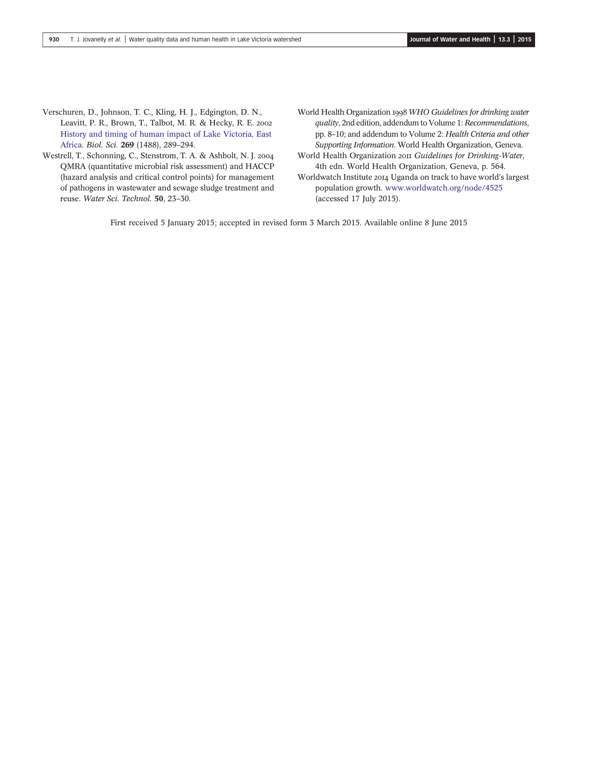Verschuren, D., Johnson, T. C., Kling, H. J., Edgington, D. N., Leavitt, P. R., Brown, T., Talbot, M. R. & Hecky, R. E. 2002 History and timing of human impact of Lake Victoria, East Africa. *Biol. Sci.* **269** (1488), 289–294.

Westrell, T., Schonning, C., Stenstrom, T. A. & Ashbolt, N. J. 2004 QMRA (quantitative microbial risk assessment) and HACCP (hazard analysis and critical control points) for management of pathogens in wastewater and sewage sludge treatment and reuse. *Water Sci. Technol.* **50**, 23–30.

World Health Organization 1998 *WHO Guidelines for drinking water quality*, 2nd edition, addendum to Volume 1: *Recommendations*, pp. 8–10; and addendum to Volume 2: *Health Criteria and other Supporting Information*. World Health Organization, Geneva.

World Health Organization 2011 *Guidelines for Drinking-Water*, 4th edn. World Health Organization, Geneva, p. 564.

Worldwatch Institute 2014 Uganda on track to have world's largest population growth. www.worldwatch.org/node/4525 (accessed 17 July 2015).

First received 5 January 2015; accepted in revised form 3 March 2015. Available online 8 June 2015